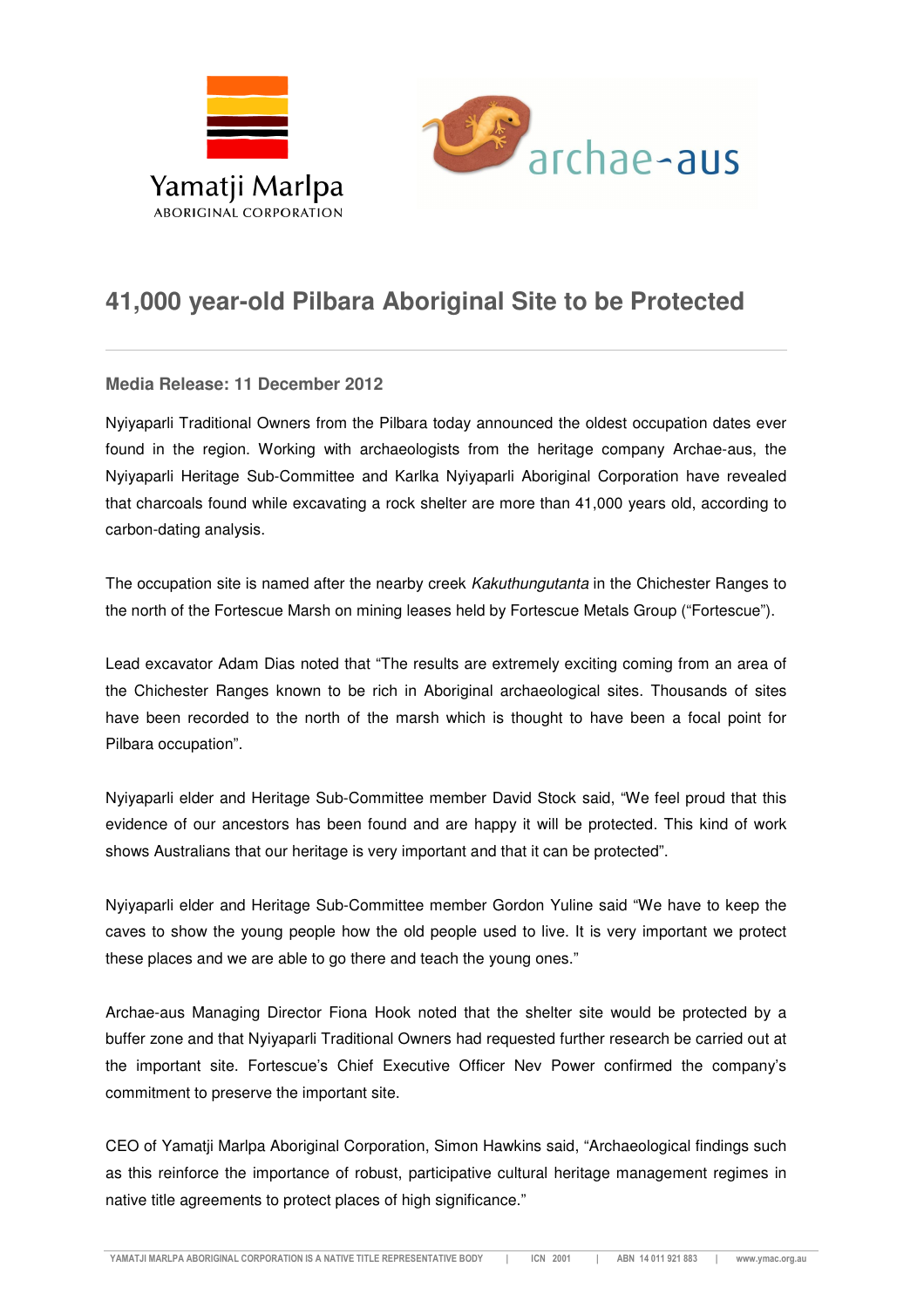Yamatji Marlpa
ABORIGINAL CORPORATION

archae-aus

# 41,000 year-old Pilbara Aboriginal Site to be Protected

**Media Release: 11 December 2012**

Nyiyaparli Traditional Owners from the Pilbara today announced the oldest occupation dates ever found in the region. Working with archaeologists from the heritage company Archae-aus, the Nyiyaparli Heritage Sub-Committee and Karlka Nyiyaparli Aboriginal Corporation have revealed that charcoals found while excavating a rock shelter are more than 41,000 years old, according to carbon-dating analysis.

The occupation site is named after the nearby creek *Kakuthungutanta* in the Chichester Ranges to the north of the Fortescue Marsh on mining leases held by Fortescue Metals Group ("Fortescue").

Lead excavator Adam Dias noted that "The results are extremely exciting coming from an area of the Chichester Ranges known to be rich in Aboriginal archaeological sites. Thousands of sites have been recorded to the north of the marsh which is thought to have been a focal point for Pilbara occupation".

Nyiyaparli elder and Heritage Sub-Committee member David Stock said, "We feel proud that this evidence of our ancestors has been found and are happy it will be protected. This kind of work shows Australians that our heritage is very important and that it can be protected".

Nyiyaparli elder and Heritage Sub-Committee member Gordon Yuline said "We have to keep the caves to show the young people how the old people used to live. It is very important we protect these places and we are able to go there and teach the young ones."

Archae-aus Managing Director Fiona Hook noted that the shelter site would be protected by a buffer zone and that Nyiyaparli Traditional Owners had requested further research be carried out at the important site. Fortescue's Chief Executive Officer Nev Power confirmed the company's commitment to preserve the important site.

CEO of Yamatji Marlpa Aboriginal Corporation, Simon Hawkins said, "Archaeological findings such as this reinforce the importance of robust, participative cultural heritage management regimes in native title agreements to protect places of high significance."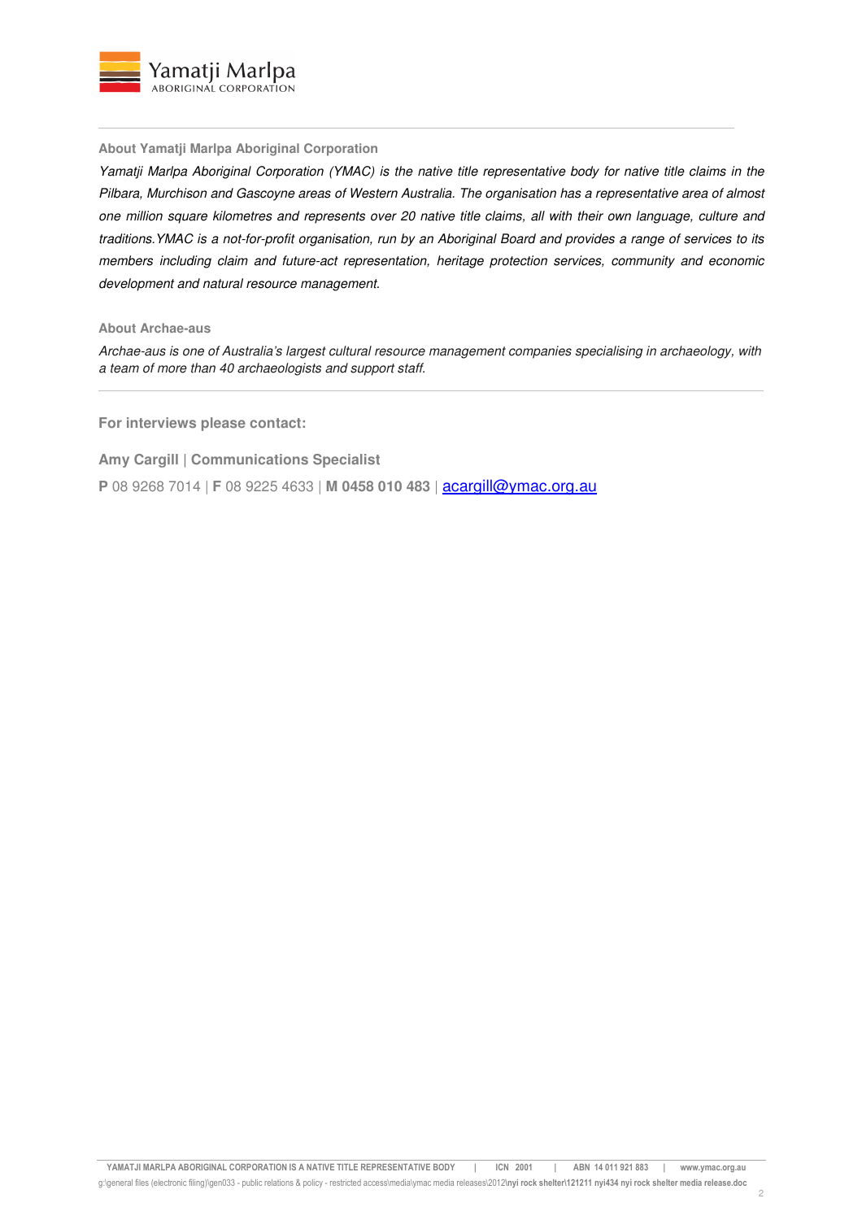**About Yamatji Marlpa Aboriginal Corporation**

*Yamatji Marlpa Aboriginal Corporation (YMAC) is the native title representative body for native title claims in the Pilbara, Murchison and Gascoyne areas of Western Australia. The organisation has a representative area of almost one million square kilometres and represents over 20 native title claims, all with their own language, culture and traditions. YMAC is a not-for-profit organisation, run by an Aboriginal Board and provides a range of services to its members including claim and future-act representation, heritage protection services, community and economic development and natural resource management.*

**About Archae-aus**

*Archae-aus is one of Australia's largest cultural resource management companies specialising in archaeology, with a team of more than 40 archaeologists and support staff.*

---

**For interviews please contact:**

**Amy Cargill | Communications Specialist**

**P** 08 9268 7014 | **F** 08 9225 4633 | **M 0458 010 483** | acargill@ymac.org.au